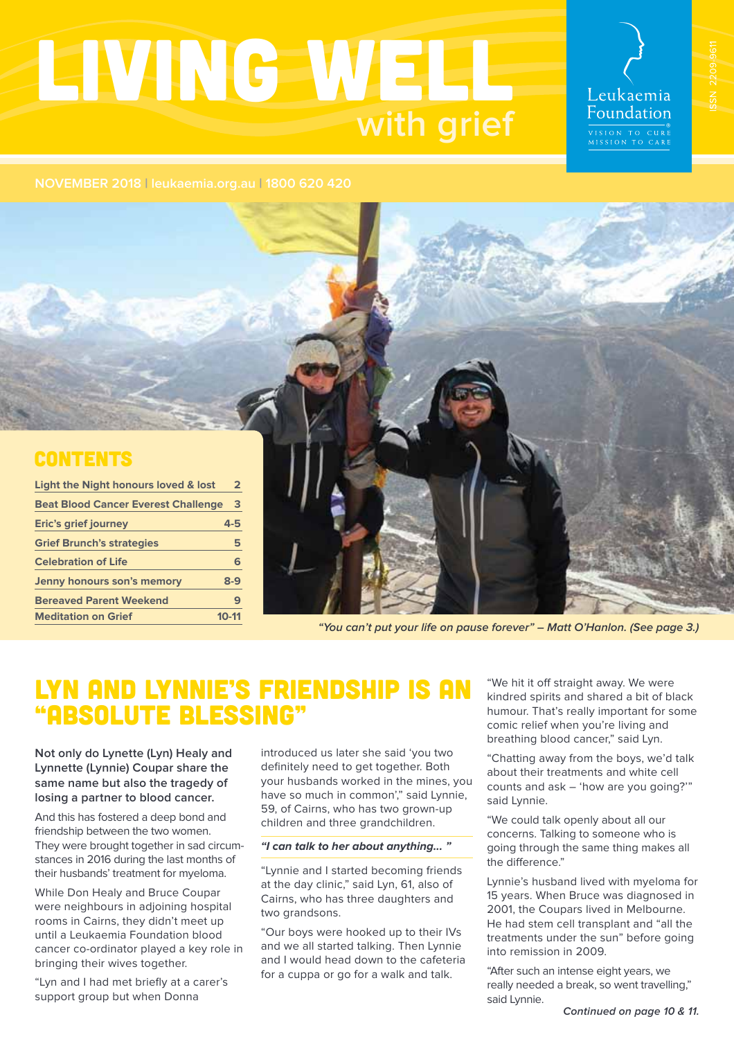# LIVING WELL with grief

Leukaemia Foundation
VISION TO CURE
MISSION TO CARE

ISSN 2209-9611

NOVEMBER 2018 | leukaemia.org.au | 1800 620 420

## CONTENTS

| | |
|---|---|
| Light the Night honours loved & lost | 2 |
| Beat Blood Cancer Everest Challenge | 3 |
| Eric's grief journey | 4-5 |
| Grief Brunch's strategies | 5 |
| Celebration of Life | 6 |
| Jenny honours son's memory | 8-9 |
| Bereaved Parent Weekend | 9 |
| Meditation on Grief | 10-11 |

*"You can't put your life on pause forever" – Matt O'Hanlon. (See page 3.)*

# LYN AND LYNNIE'S FRIENDSHIP IS AN "ABSOLUTE BLESSING"

**Not only do Lynette (Lyn) Healy and Lynnette (Lynnie) Coupar share the same name but also the tragedy of losing a partner to blood cancer.**

And this has fostered a deep bond and friendship between the two women. They were brought together in sad circumstances in 2016 during the last months of their husbands' treatment for myeloma.

While Don Healy and Bruce Coupar were neighbours in adjoining hospital rooms in Cairns, they didn't meet up until a Leukaemia Foundation blood cancer co-ordinator played a key role in bringing their wives together.

"Lyn and I had met briefly at a carer's support group but when Donna introduced us later she said 'you two definitely need to get together. Both your husbands worked in the mines, you have so much in common'," said Lynnie, 59, of Cairns, who has two grown-up children and three grandchildren.

*"I can talk to her about anything... "*

"Lynnie and I started becoming friends at the day clinic," said Lyn, 61, also of Cairns, who has three daughters and two grandsons.

"Our boys were hooked up to their IVs and we all started talking. Then Lynnie and I would head down to the cafeteria for a cuppa or go for a walk and talk.

"We hit it off straight away. We were kindred spirits and shared a bit of black humour. That's really important for some comic relief when you're living and breathing blood cancer," said Lyn.

"Chatting away from the boys, we'd talk about their treatments and white cell counts and ask – 'how are you going?'" said Lynnie.

"We could talk openly about all our concerns. Talking to someone who is going through the same thing makes all the difference."

Lynnie's husband lived with myeloma for 15 years. When Bruce was diagnosed in 2001, the Coupars lived in Melbourne. He had stem cell transplant and "all the treatments under the sun" before going into remission in 2009.

"After such an intense eight years, we really needed a break, so went travelling," said Lynnie.

***Continued on page 10 & 11.***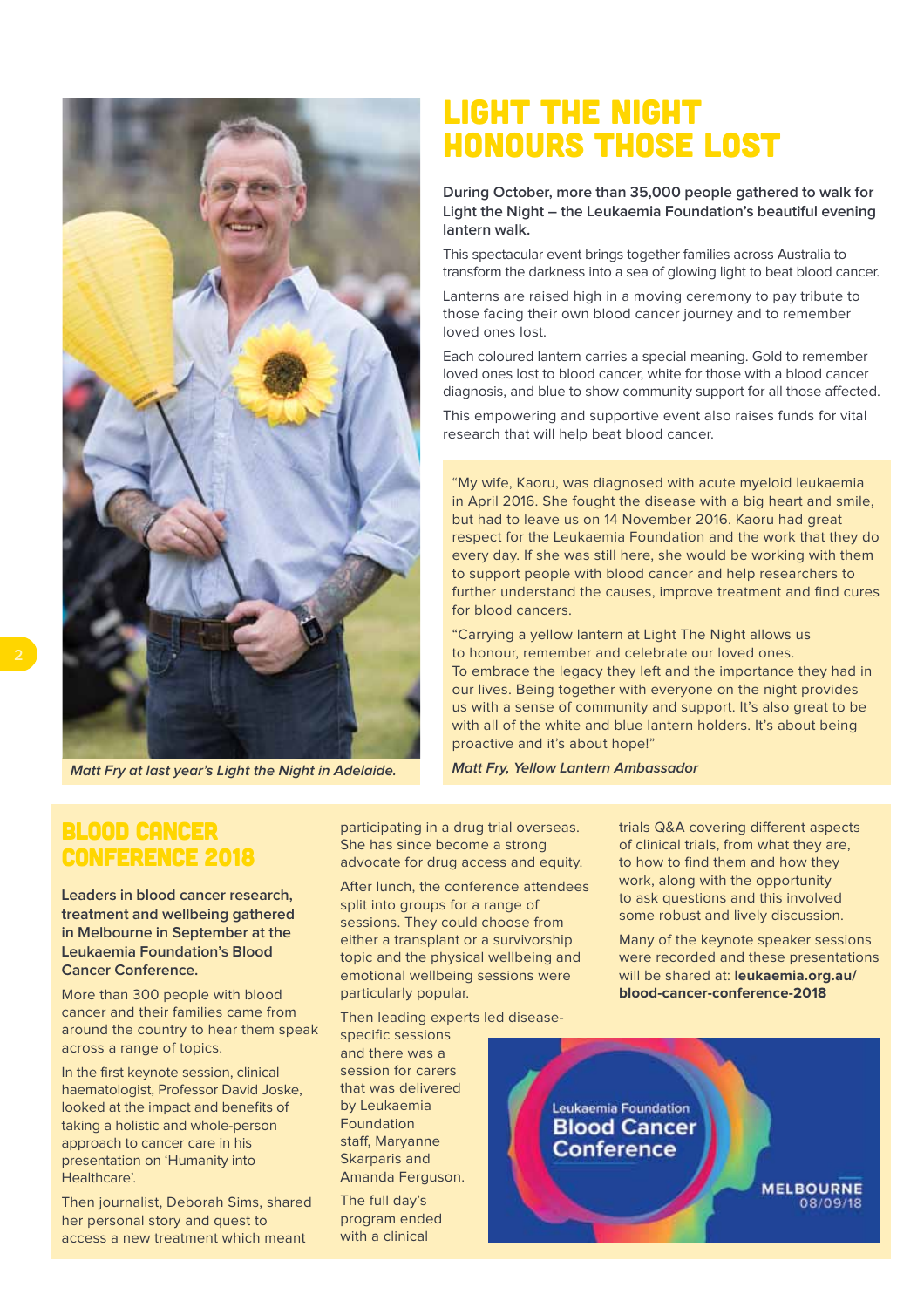Matt Fry at last year's Light the Night in Adelaide.

# LIGHT THE NIGHT HONOURS THOSE LOST

**During October, more than 35,000 people gathered to walk for Light the Night – the Leukaemia Foundation's beautiful evening lantern walk.**

This spectacular event brings together families across Australia to transform the darkness into a sea of glowing light to beat blood cancer.

Lanterns are raised high in a moving ceremony to pay tribute to those facing their own blood cancer journey and to remember loved ones lost.

Each coloured lantern carries a special meaning. Gold to remember loved ones lost to blood cancer, white for those with a blood cancer diagnosis, and blue to show community support for all those affected.

This empowering and supportive event also raises funds for vital research that will help beat blood cancer.

"My wife, Kaoru, was diagnosed with acute myeloid leukaemia in April 2016. She fought the disease with a big heart and smile, but had to leave us on 14 November 2016. Kaoru had great respect for the Leukaemia Foundation and the work that they do every day. If she was still here, she would be working with them to support people with blood cancer and help researchers to further understand the causes, improve treatment and find cures for blood cancers.

"Carrying a yellow lantern at Light The Night allows us to honour, remember and celebrate our loved ones. To embrace the legacy they left and the importance they had in our lives. Being together with everyone on the night provides us with a sense of community and support. It's also great to be with all of the white and blue lantern holders. It's about being proactive and it's about hope!"

*Matt Fry, Yellow Lantern Ambassador*

# BLOOD CANCER CONFERENCE 2018

**Leaders in blood cancer research, treatment and wellbeing gathered in Melbourne in September at the Leukaemia Foundation's Blood Cancer Conference.**

More than 300 people with blood cancer and their families came from around the country to hear them speak across a range of topics.

In the first keynote session, clinical haematologist, Professor David Joske, looked at the impact and benefits of taking a holistic and whole-person approach to cancer care in his presentation on 'Humanity into Healthcare'.

Then journalist, Deborah Sims, shared her personal story and quest to access a new treatment which meant participating in a drug trial overseas. She has since become a strong advocate for drug access and equity.

After lunch, the conference attendees split into groups for a range of sessions. They could choose from either a transplant or a survivorship topic and the physical wellbeing and emotional wellbeing sessions were particularly popular.

Then leading experts led disease-specific sessions and there was a session for carers that was delivered by Leukaemia Foundation staff, Maryanne Skarparis and Amanda Ferguson.

The full day's program ended with a clinical trials Q&A covering different aspects of clinical trials, from what they are, to how to find them and how they work, along with the opportunity to ask questions and this involved some robust and lively discussion.

Many of the keynote speaker sessions were recorded and these presentations will be shared at: **leukaemia.org.au/blood-cancer-conference-2018**

Leukaemia Foundation Blood Cancer Conference MELBOURNE 08/09/18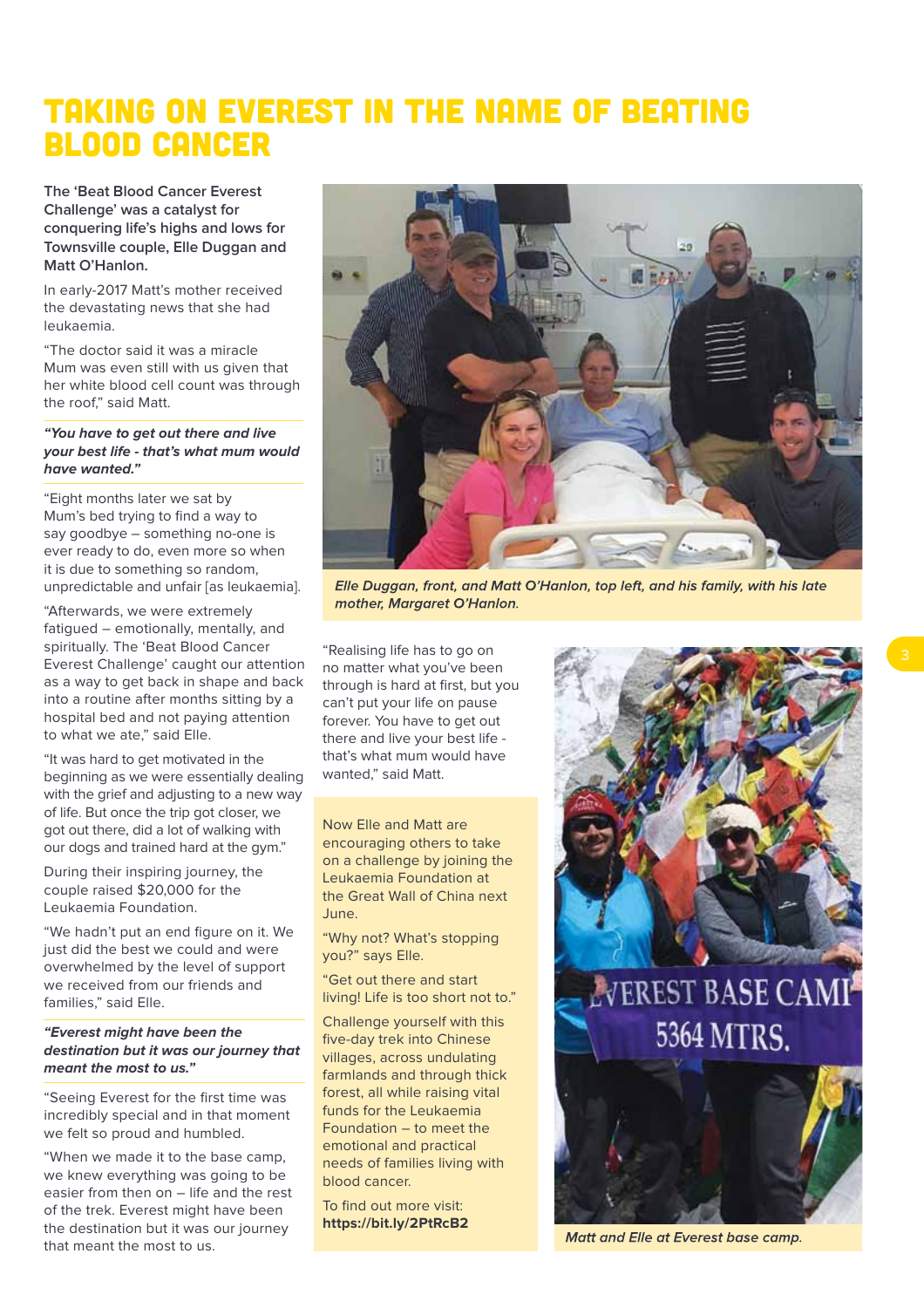# TAKING ON EVEREST IN THE NAME OF BEATING BLOOD CANCER

**The 'Beat Blood Cancer Everest Challenge' was a catalyst for conquering life's highs and lows for Townsville couple, Elle Duggan and Matt O'Hanlon.**

In early-2017 Matt's mother received the devastating news that she had leukaemia.

"The doctor said it was a miracle Mum was even still with us given that her white blood cell count was through the roof," said Matt.

***"You have to get out there and live your best life - that's what mum would have wanted."***

"Eight months later we sat by Mum's bed trying to find a way to say goodbye – something no-one is ever ready to do, even more so when it is due to something so random, unpredictable and unfair [as leukaemia].

"Afterwards, we were extremely fatigued – emotionally, mentally, and spiritually. The 'Beat Blood Cancer Everest Challenge' caught our attention as a way to get back in shape and back into a routine after months sitting by a hospital bed and not paying attention to what we ate," said Elle.

"It was hard to get motivated in the beginning as we were essentially dealing with the grief and adjusting to a new way of life. But once the trip got closer, we got out there, did a lot of walking with our dogs and trained hard at the gym."

During their inspiring journey, the couple raised $20,000 for the Leukaemia Foundation.

"We hadn't put an end figure on it. We just did the best we could and were overwhelmed by the level of support we received from our friends and families," said Elle.

***"Everest might have been the destination but it was our journey that meant the most to us."***

"Seeing Everest for the first time was incredibly special and in that moment we felt so proud and humbled.

"When we made it to the base camp, we knew everything was going to be easier from then on – life and the rest of the trek. Everest might have been the destination but it was our journey that meant the most to us.

*Elle Duggan, front, and Matt O'Hanlon, top left, and his family, with his late mother, Margaret O'Hanlon.*

"Realising life has to go on no matter what you've been through is hard at first, but you can't put your life on pause forever. You have to get out there and live your best life - that's what mum would have wanted," said Matt.

Now Elle and Matt are encouraging others to take on a challenge by joining the Leukaemia Foundation at the Great Wall of China next June.

"Why not? What's stopping you?" says Elle.

"Get out there and start living! Life is too short not to."

Challenge yourself with this five-day trek into Chinese villages, across undulating farmlands and through thick forest, all while raising vital funds for the Leukaemia Foundation – to meet the emotional and practical needs of families living with blood cancer.

To find out more visit: **https://bit.ly/2PtRcB2**

*Matt and Elle at Everest base camp.*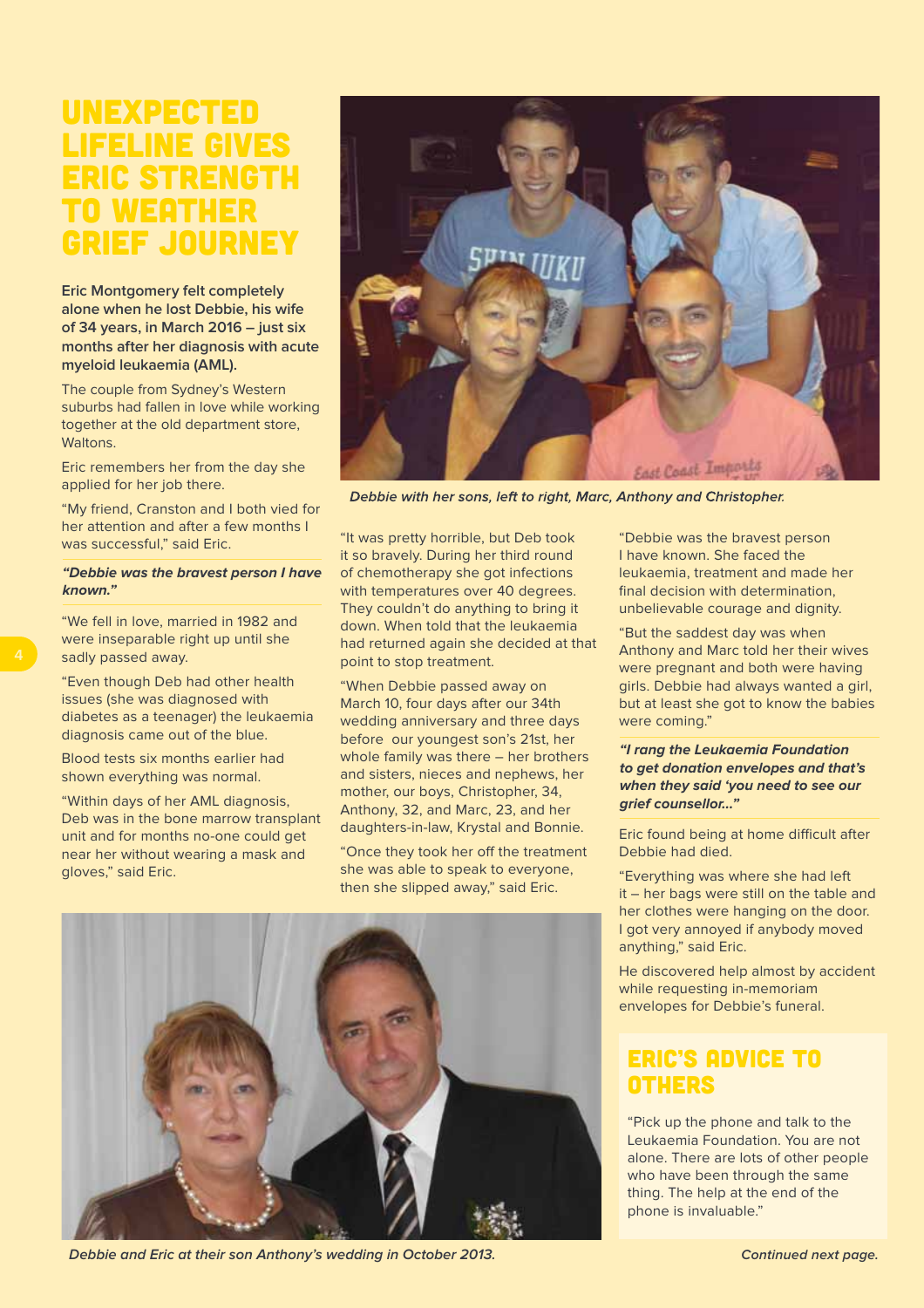# UNEXPECTED LIFELINE GIVES ERIC STRENGTH TO WEATHER GRIEF JOURNEY

**Eric Montgomery felt completely alone when he lost Debbie, his wife of 34 years, in March 2016 – just six months after her diagnosis with acute myeloid leukaemia (AML).**

The couple from Sydney's Western suburbs had fallen in love while working together at the old department store, Waltons.

Eric remembers her from the day she applied for her job there.

"My friend, Cranston and I both vied for her attention and after a few months I was successful," said Eric.

***"Debbie was the bravest person I have known."***

"We fell in love, married in 1982 and were inseparable right up until she sadly passed away.

"Even though Deb had other health issues (she was diagnosed with diabetes as a teenager) the leukaemia diagnosis came out of the blue.

Blood tests six months earlier had shown everything was normal.

"Within days of her AML diagnosis, Deb was in the bone marrow transplant unit and for months no-one could get near her without wearing a mask and gloves," said Eric.

*Debbie with her sons, left to right, Marc, Anthony and Christopher.*

"It was pretty horrible, but Deb took it so bravely. During her third round of chemotherapy she got infections with temperatures over 40 degrees. They couldn't do anything to bring it down. When told that the leukaemia had returned again she decided at that point to stop treatment.

"When Debbie passed away on March 10, four days after our 34th wedding anniversary and three days before our youngest son's 21st, her whole family was there – her brothers and sisters, nieces and nephews, her mother, our boys, Christopher, 34, Anthony, 32, and Marc, 23, and her daughters-in-law, Krystal and Bonnie.

"Once they took her off the treatment she was able to speak to everyone, then she slipped away," said Eric.

"Debbie was the bravest person I have known. She faced the leukaemia, treatment and made her final decision with determination, unbelievable courage and dignity.

"But the saddest day was when Anthony and Marc told her their wives were pregnant and both were having girls. Debbie had always wanted a girl, but at least she got to know the babies were coming."

***"I rang the Leukaemia Foundation to get donation envelopes and that's when they said 'you need to see our grief counsellor...'"***

Eric found being at home difficult after Debbie had died.

"Everything was where she had left it – her bags were still on the table and her clothes were hanging on the door. I got very annoyed if anybody moved anything," said Eric.

He discovered help almost by accident while requesting in-memoriam envelopes for Debbie's funeral.

*Debbie and Eric at their son Anthony's wedding in October 2013.*

## ERIC'S ADVICE TO OTHERS

"Pick up the phone and talk to the Leukaemia Foundation. You are not alone. There are lots of other people who have been through the same thing. The help at the end of the phone is invaluable."

*Continued next page.*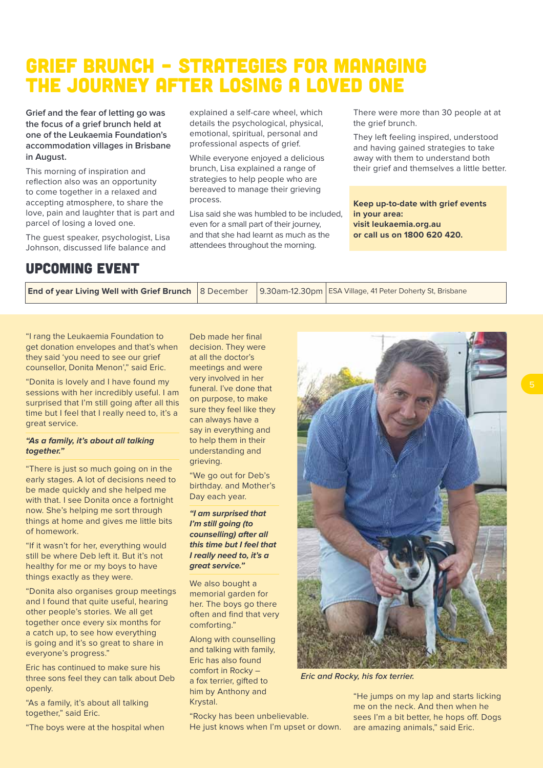# GRIEF BRUNCH – STRATEGIES FOR MANAGING THE JOURNEY AFTER LOSING A LOVED ONE

**Grief and the fear of letting go was the focus of a grief brunch held at one of the Leukaemia Foundation's accommodation villages in Brisbane in August.**

This morning of inspiration and reflection also was an opportunity to come together in a relaxed and accepting atmosphere, to share the love, pain and laughter that is part and parcel of losing a loved one.

The guest speaker, psychologist, Lisa Johnson, discussed life balance and explained a self-care wheel, which details the psychological, physical, emotional, spiritual, personal and professional aspects of grief.

While everyone enjoyed a delicious brunch, Lisa explained a range of strategies to help people who are bereaved to manage their grieving process.

Lisa said she was humbled to be included, even for a small part of their journey, and that she had learnt as much as the attendees throughout the morning.

There were more than 30 people at at the grief brunch.

They left feeling inspired, understood and having gained strategies to take away with them to understand both their grief and themselves a little better.

**Keep up-to-date with grief events in your area:**
**visit leukaemia.org.au**
**or call us on 1800 620 420.**

## UPCOMING EVENT

| | | | |
|---|---|---|---|
| **End of year Living Well with Grief Brunch** | 8 December | 9.30am-12.30pm | ESA Village, 41 Peter Doherty St, Brisbane |

"I rang the Leukaemia Foundation to get donation envelopes and that's when they said 'you need to see our grief counsellor, Donita Menon'," said Eric.

"Donita is lovely and I have found my sessions with her incredibly useful. I am surprised that I'm still going after all this time but I feel that I really need to, it's a great service.

***"As a family, it's about all talking together."***

"There is just so much going on in the early stages. A lot of decisions need to be made quickly and she helped me with that. I see Donita once a fortnight now. She's helping me sort through things at home and gives me little bits of homework.

"If it wasn't for her, everything would still be where Deb left it. But it's not healthy for me or my boys to have things exactly as they were.

"Donita also organises group meetings and I found that quite useful, hearing other people's stories. We all get together once every six months for a catch up, to see how everything is going and it's so great to share in everyone's progress."

Eric has continued to make sure his three sons feel they can talk about Deb openly.

"As a family, it's about all talking together," said Eric.

"The boys were at the hospital when Deb made her final decision. They were at all the doctor's meetings and were very involved in her funeral. I've done that on purpose, to make sure they feel like they can always have a say in everything and to help them in their understanding and grieving.

"We go out for Deb's birthday. and Mother's Day each year.

***"I am surprised that I'm still going (to counselling) after all this time but I feel that I really need to, it's a great service."***

We also bought a memorial garden for her. The boys go there often and find that very comforting."

Along with counselling and talking with family, Eric has also found comfort in Rocky – a fox terrier, gifted to him by Anthony and Krystal.

"Rocky has been unbelievable. He just knows when I'm upset or down.

*Eric and Rocky, his fox terrier.*

"He jumps on my lap and starts licking me on the neck. And then when he sees I'm a bit better, he hops off. Dogs are amazing animals," said Eric.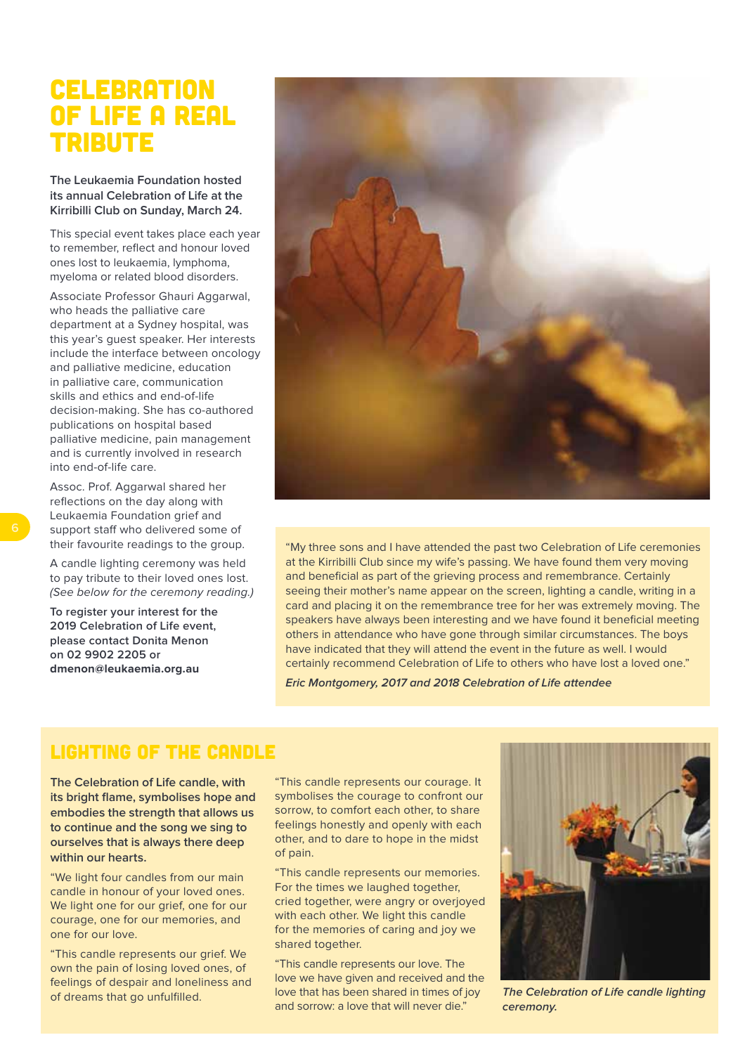# CELEBRATION OF LIFE A REAL TRIBUTE

**The Leukaemia Foundation hosted its annual Celebration of Life at the Kirribilli Club on Sunday, March 24.**

This special event takes place each year to remember, reflect and honour loved ones lost to leukaemia, lymphoma, myeloma or related blood disorders.

Associate Professor Ghauri Aggarwal, who heads the palliative care department at a Sydney hospital, was this year's guest speaker. Her interests include the interface between oncology and palliative medicine, education in palliative care, communication skills and ethics and end-of-life decision-making. She has co-authored publications on hospital based palliative medicine, pain management and is currently involved in research into end-of-life care.

Assoc. Prof. Aggarwal shared her reflections on the day along with Leukaemia Foundation grief and support staff who delivered some of their favourite readings to the group.

A candle lighting ceremony was held to pay tribute to their loved ones lost. *(See below for the ceremony reading.)*

**To register your interest for the 2019 Celebration of Life event, please contact Donita Menon on 02 9902 2205 or dmenon@leukaemia.org.au**

"My three sons and I have attended the past two Celebration of Life ceremonies at the Kirribilli Club since my wife's passing. We have found them very moving and beneficial as part of the grieving process and remembrance. Certainly seeing their mother's name appear on the screen, lighting a candle, writing in a card and placing it on the remembrance tree for her was extremely moving. The speakers have always been interesting and we have found it beneficial meeting others in attendance who have gone through similar circumstances. The boys have indicated that they will attend the event in the future as well. I would certainly recommend Celebration of Life to others who have lost a loved one."

***Eric Montgomery, 2017 and 2018 Celebration of Life attendee***

## LIGHTING OF THE CANDLE

**The Celebration of Life candle, with its bright flame, symbolises hope and embodies the strength that allows us to continue and the song we sing to ourselves that is always there deep within our hearts.**

"We light four candles from our main candle in honour of your loved ones. We light one for our grief, one for our courage, one for our memories, and one for our love.

"This candle represents our grief. We own the pain of losing loved ones, of feelings of despair and loneliness and of dreams that go unfulfilled.

"This candle represents our courage. It symbolises the courage to confront our sorrow, to comfort each other, to share feelings honestly and openly with each other, and to dare to hope in the midst of pain.

"This candle represents our memories. For the times we laughed together, cried together, were angry or overjoyed with each other. We light this candle for the memories of caring and joy we shared together.

"This candle represents our love. The love we have given and received and the love that has been shared in times of joy and sorrow: a love that will never die."

*The Celebration of Life candle lighting ceremony.*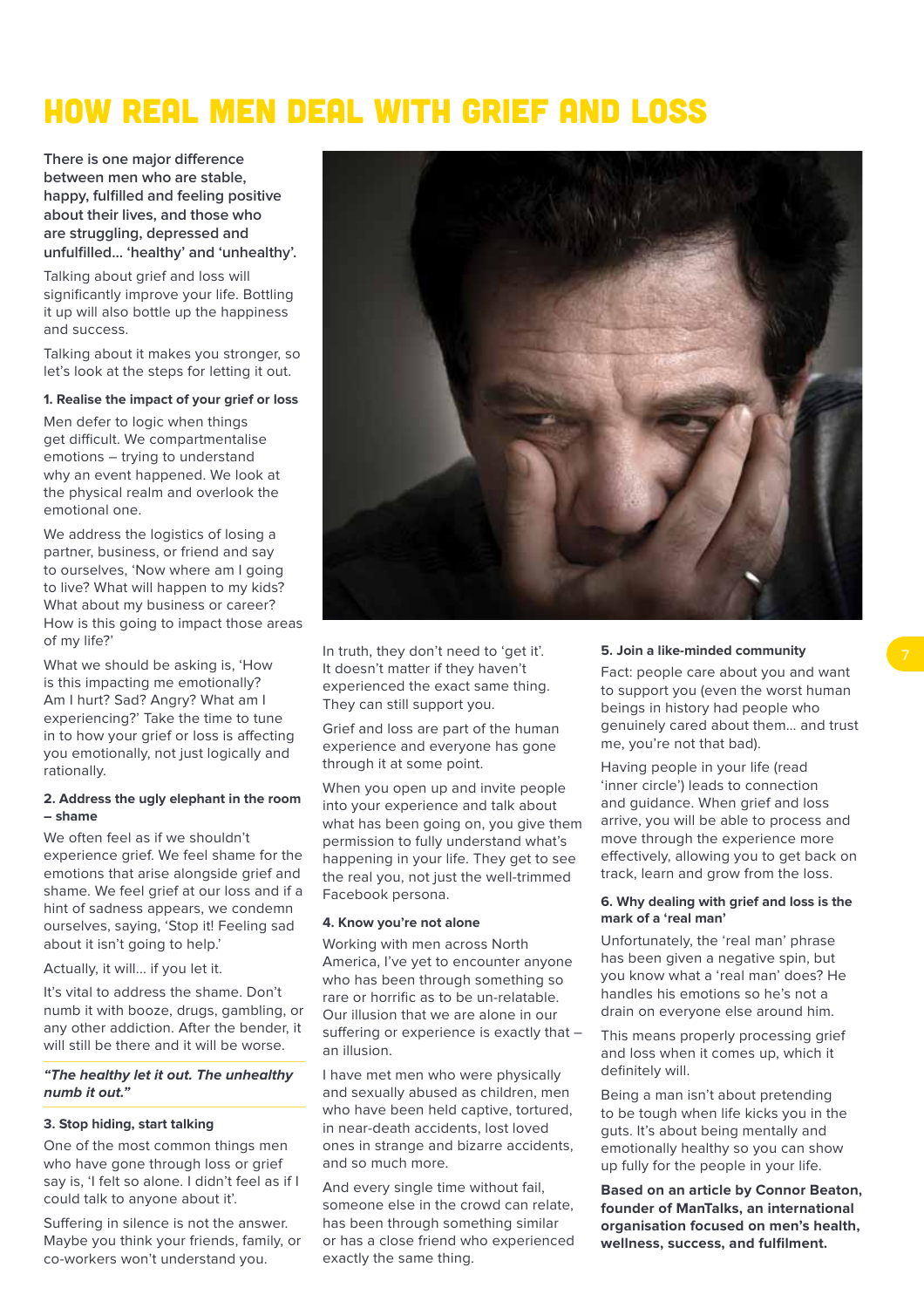# HOW REAL MEN DEAL WITH GRIEF AND LOSS

**There is one major difference between men who are stable, happy, fulfilled and feeling positive about their lives, and those who are struggling, depressed and unfulfilled… 'healthy' and 'unhealthy'.**

Talking about grief and loss will significantly improve your life. Bottling it up will also bottle up the happiness and success.

Talking about it makes you stronger, so let's look at the steps for letting it out.

### 1. Realise the impact of your grief or loss

Men defer to logic when things get difficult. We compartmentalise emotions – trying to understand why an event happened. We look at the physical realm and overlook the emotional one.

We address the logistics of losing a partner, business, or friend and say to ourselves, 'Now where am I going to live? What will happen to my kids? What about my business or career? How is this going to impact those areas of my life?'

What we should be asking is, 'How is this impacting me emotionally? Am I hurt? Sad? Angry? What am I experiencing?' Take the time to tune in to how your grief or loss is affecting you emotionally, not just logically and rationally.

### 2. Address the ugly elephant in the room – shame

We often feel as if we shouldn't experience grief. We feel shame for the emotions that arise alongside grief and shame. We feel grief at our loss and if a hint of sadness appears, we condemn ourselves, saying, 'Stop it! Feeling sad about it isn't going to help.'

Actually, it will… if you let it.

It's vital to address the shame. Don't numb it with booze, drugs, gambling, or any other addiction. After the bender, it will still be there and it will be worse.

> ***"The healthy let it out. The unhealthy numb it out."***

### 3. Stop hiding, start talking

One of the most common things men who have gone through loss or grief say is, 'I felt so alone. I didn't feel as if I could talk to anyone about it'.

Suffering in silence is not the answer. Maybe you think your friends, family, or co-workers won't understand you.

In truth, they don't need to 'get it'. It doesn't matter if they haven't experienced the exact same thing. They can still support you.

Grief and loss are part of the human experience and everyone has gone through it at some point.

When you open up and invite people into your experience and talk about what has been going on, you give them permission to fully understand what's happening in your life. They get to see the real you, not just the well-trimmed Facebook persona.

### 4. Know you're not alone

Working with men across North America, I've yet to encounter anyone who has been through something so rare or horrific as to be un-relatable. Our illusion that we are alone in our suffering or experience is exactly that – an illusion.

I have met men who were physically and sexually abused as children, men who have been held captive, tortured, in near-death accidents, lost loved ones in strange and bizarre accidents, and so much more.

And every single time without fail, someone else in the crowd can relate, has been through something similar or has a close friend who experienced exactly the same thing.

### 5. Join a like-minded community

Fact: people care about you and want to support you (even the worst human beings in history had people who genuinely cared about them… and trust me, you're not that bad).

Having people in your life (read 'inner circle') leads to connection and guidance. When grief and loss arrive, you will be able to process and move through the experience more effectively, allowing you to get back on track, learn and grow from the loss.

### 6. Why dealing with grief and loss is the mark of a 'real man'

Unfortunately, the 'real man' phrase has been given a negative spin, but you know what a 'real man' does? He handles his emotions so he's not a drain on everyone else around him.

This means properly processing grief and loss when it comes up, which it definitely will.

Being a man isn't about pretending to be tough when life kicks you in the guts. It's about being mentally and emotionally healthy so you can show up fully for the people in your life.

**Based on an article by Connor Beaton, founder of ManTalks, an international organisation focused on men's health, wellness, success, and fulfilment.**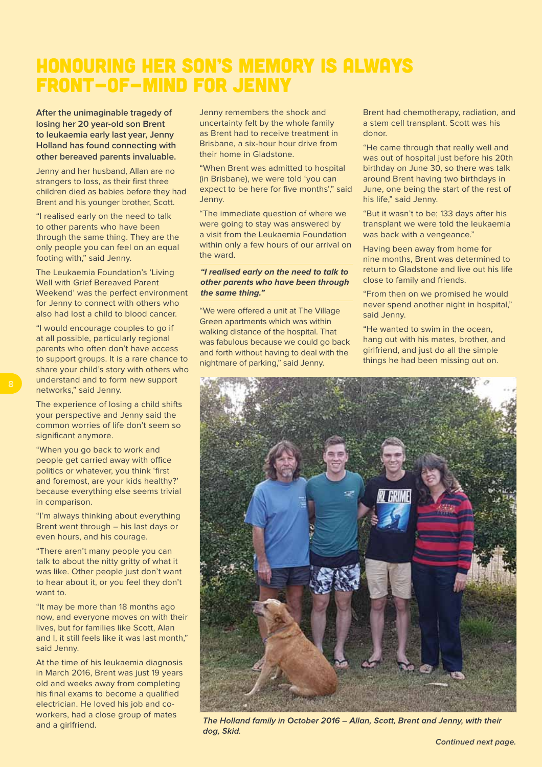# HONOURING HER SON'S MEMORY IS ALWAYS FRONT-OF-MIND FOR JENNY

**After the unimaginable tragedy of losing her 20 year-old son Brent to leukaemia early last year, Jenny Holland has found connecting with other bereaved parents invaluable.**

Jenny and her husband, Allan are no strangers to loss, as their first three children died as babies before they had Brent and his younger brother, Scott.

"I realised early on the need to talk to other parents who have been through the same thing. They are the only people you can feel on an equal footing with," said Jenny.

The Leukaemia Foundation's 'Living Well with Grief Bereaved Parent Weekend' was the perfect environment for Jenny to connect with others who also had lost a child to blood cancer.

"I would encourage couples to go if at all possible, particularly regional parents who often don't have access to support groups. It is a rare chance to share your child's story with others who understand and to form new support networks," said Jenny.

The experience of losing a child shifts your perspective and Jenny said the common worries of life don't seem so significant anymore.

"When you go back to work and people get carried away with office politics or whatever, you think 'first and foremost, are your kids healthy?' because everything else seems trivial in comparison.

"I'm always thinking about everything Brent went through – his last days or even hours, and his courage.

"There aren't many people you can talk to about the nitty gritty of what it was like. Other people just don't want to hear about it, or you feel they don't want to.

"It may be more than 18 months ago now, and everyone moves on with their lives, but for families like Scott, Alan and I, it still feels like it was last month," said Jenny.

At the time of his leukaemia diagnosis in March 2016, Brent was just 19 years old and weeks away from completing his final exams to become a qualified electrician. He loved his job and co-workers, had a close group of mates and a girlfriend.

Jenny remembers the shock and uncertainty felt by the whole family as Brent had to receive treatment in Brisbane, a six-hour hour drive from their home in Gladstone.

"When Brent was admitted to hospital (in Brisbane), we were told 'you can expect to be here for five months'," said Jenny.

"The immediate question of where we were going to stay was answered by a visit from the Leukaemia Foundation within only a few hours of our arrival on the ward.

***"I realised early on the need to talk to other parents who have been through the same thing."***

"We were offered a unit at The Village Green apartments which was within walking distance of the hospital. That was fabulous because we could go back and forth without having to deal with the nightmare of parking," said Jenny.

Brent had chemotherapy, radiation, and a stem cell transplant. Scott was his donor.

"He came through that really well and was out of hospital just before his 20th birthday on June 30, so there was talk around Brent having two birthdays in June, one being the start of the rest of his life," said Jenny.

"But it wasn't to be; 133 days after his transplant we were told the leukaemia was back with a vengeance."

Having been away from home for nine months, Brent was determined to return to Gladstone and live out his life close to family and friends.

"From then on we promised he would never spend another night in hospital," said Jenny.

"He wanted to swim in the ocean, hang out with his mates, brother, and girlfriend, and just do all the simple things he had been missing out on.

*The Holland family in October 2016 – Allan, Scott, Brent and Jenny, with their dog, Skid.*

*Continued next page.*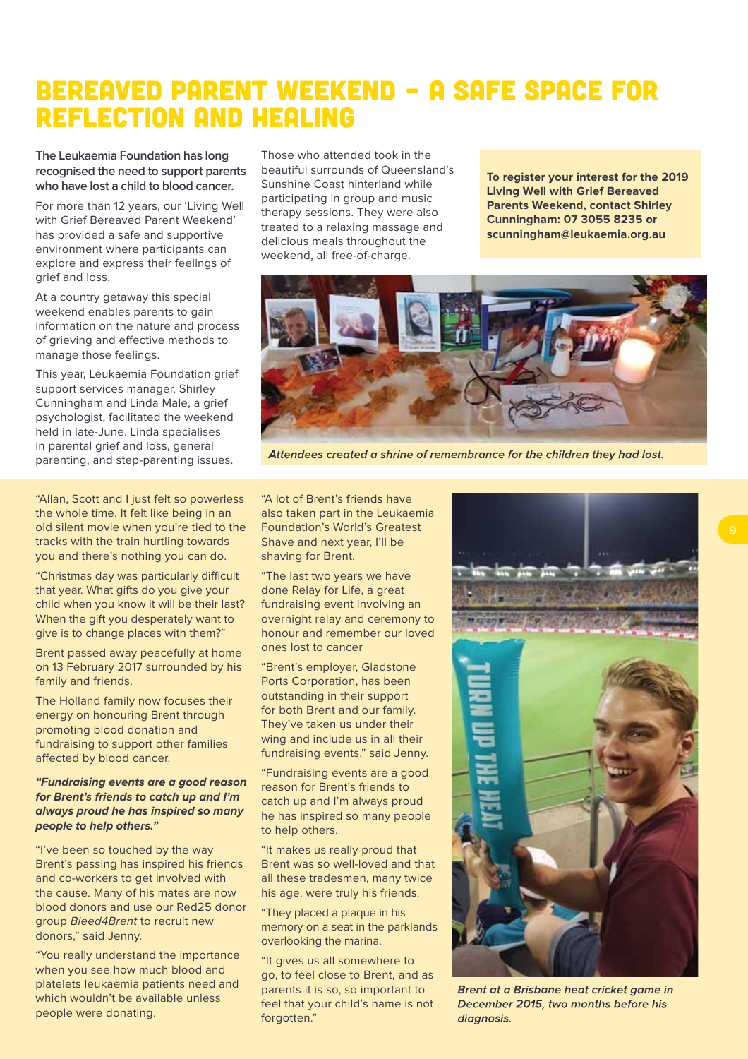# BEREAVED PARENT WEEKEND – A SAFE SPACE FOR REFLECTION AND HEALING

**The Leukaemia Foundation has long recognised the need to support parents who have lost a child to blood cancer.**

For more than 12 years, our 'Living Well with Grief Bereaved Parent Weekend' has provided a safe and supportive environment where participants can explore and express their feelings of grief and loss.

At a country getaway this special weekend enables parents to gain information on the nature and process of grieving and effective methods to manage those feelings.

This year, Leukaemia Foundation grief support services manager, Shirley Cunningham and Linda Male, a grief psychologist, facilitated the weekend held in late-June. Linda specialises in parental grief and loss, general parenting, and step-parenting issues.

Those who attended took in the beautiful surrounds of Queensland's Sunshine Coast hinterland while participating in group and music therapy sessions. They were also treated to a relaxing massage and delicious meals throughout the weekend, all free-of-charge.

**To register your interest for the 2019 Living Well with Grief Bereaved Parents Weekend, contact Shirley Cunningham: 07 3055 8235 or scunningham@leukaemia.org.au**

*Attendees created a shrine of remembrance for the children they had lost.*

"Allan, Scott and I just felt so powerless the whole time. It felt like being in an old silent movie when you're tied to the tracks with the train hurtling towards you and there's nothing you can do.

"Christmas day was particularly difficult that year. What gifts do you give your child when you know it will be their last? When the gift you desperately want to give is to change places with them?"

Brent passed away peacefully at home on 13 February 2017 surrounded by his family and friends.

The Holland family now focuses their energy on honouring Brent through promoting blood donation and fundraising to support other families affected by blood cancer.

***"Fundraising events are a good reason for Brent's friends to catch up and I'm always proud he has inspired so many people to help others."***

"I've been so touched by the way Brent's passing has inspired his friends and co-workers to get involved with the cause. Many of his mates are now blood donors and use our Red25 donor group *Bleed4Brent* to recruit new donors," said Jenny.

"You really understand the importance when you see how much blood and platelets leukaemia patients need and which wouldn't be available unless people were donating.

"A lot of Brent's friends have also taken part in the Leukaemia Foundation's World's Greatest Shave and next year, I'll be shaving for Brent.

"The last two years we have done Relay for Life, a great fundraising event involving an overnight relay and ceremony to honour and remember our loved ones lost to cancer

"Brent's employer, Gladstone Ports Corporation, has been outstanding in their support for both Brent and our family. They've taken us under their wing and include us in all their fundraising events," said Jenny.

"Fundraising events are a good reason for Brent's friends to catch up and I'm always proud he has inspired so many people to help others.

"It makes us really proud that Brent was so well-loved and that all these tradesmen, many twice his age, were truly his friends.

"They placed a plaque in his memory on a seat in the parklands overlooking the marina.

"It gives us all somewhere to go, to feel close to Brent, and as parents it is so, so important to feel that your child's name is not forgotten."

*Brent at a Brisbane heat cricket game in December 2015, two months before his diagnosis.*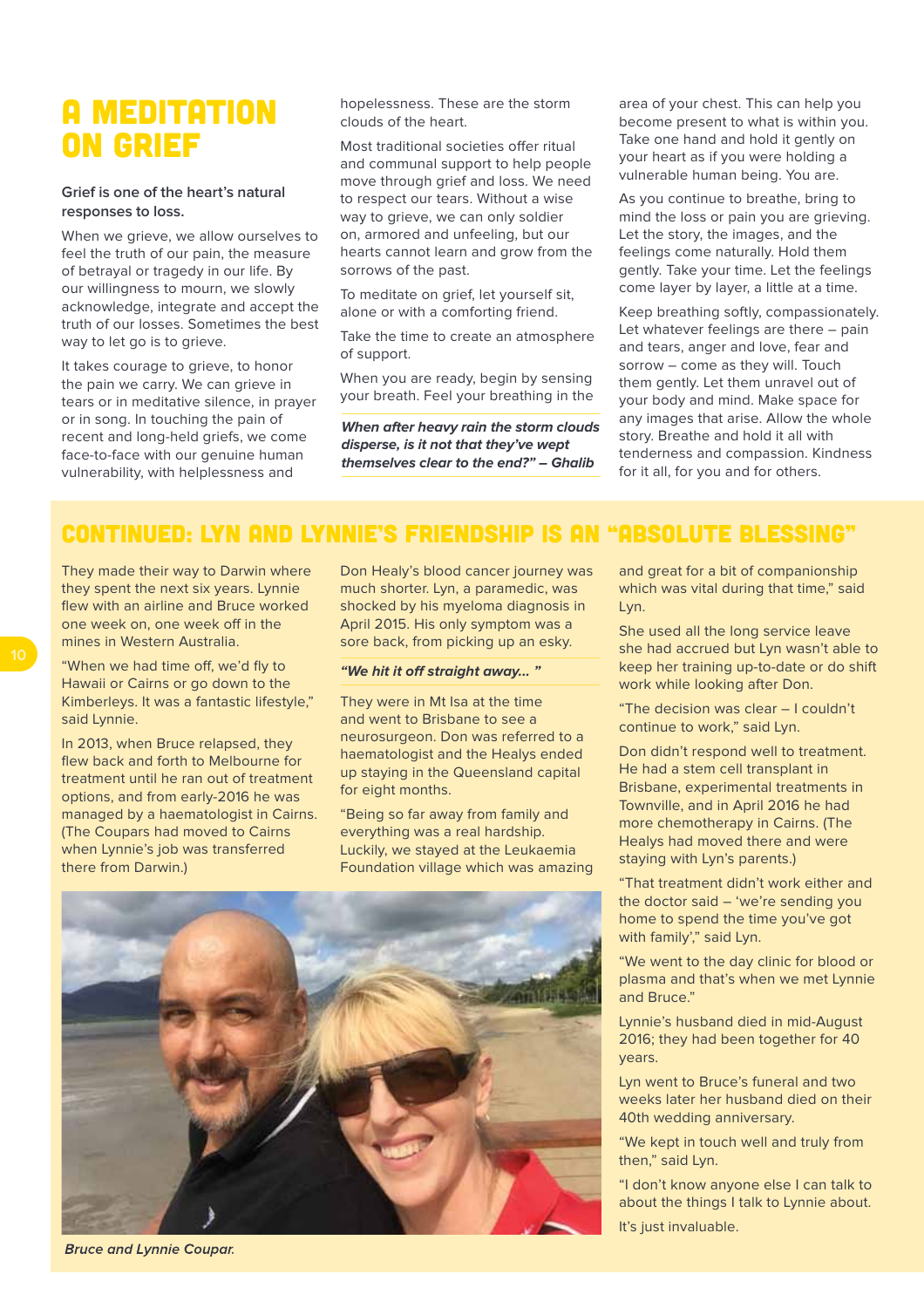# A MEDITATION ON GRIEF

**Grief is one of the heart's natural responses to loss.**

When we grieve, we allow ourselves to feel the truth of our pain, the measure of betrayal or tragedy in our life. By our willingness to mourn, we slowly acknowledge, integrate and accept the truth of our losses. Sometimes the best way to let go is to grieve.

It takes courage to grieve, to honor the pain we carry. We can grieve in tears or in meditative silence, in prayer or in song. In touching the pain of recent and long-held griefs, we come face-to-face with our genuine human vulnerability, with helplessness and hopelessness. These are the storm clouds of the heart.

Most traditional societies offer ritual and communal support to help people move through grief and loss. We need to respect our tears. Without a wise way to grieve, we can only soldier on, armored and unfeeling, but our hearts cannot learn and grow from the sorrows of the past.

To meditate on grief, let yourself sit, alone or with a comforting friend.

Take the time to create an atmosphere of support.

When you are ready, begin by sensing your breath. Feel your breathing in the area of your chest. This can help you become present to what is within you. Take one hand and hold it gently on your heart as if you were holding a vulnerable human being. You are.

***When after heavy rain the storm clouds disperse, is it not that they've wept themselves clear to the end?" – Ghalib***

As you continue to breathe, bring to mind the loss or pain you are grieving. Let the story, the images, and the feelings come naturally. Hold them gently. Take your time. Let the feelings come layer by layer, a little at a time.

Keep breathing softly, compassionately. Let whatever feelings are there – pain and tears, anger and love, fear and sorrow – come as they will. Touch them gently. Let them unravel out of your body and mind. Make space for any images that arise. Allow the whole story. Breathe and hold it all with tenderness and compassion. Kindness for it all, for you and for others.

## CONTINUED: LYN AND LYNNIE'S FRIENDSHIP IS AN "ABSOLUTE BLESSING"

They made their way to Darwin where they spent the next six years. Lynnie flew with an airline and Bruce worked one week on, one week off in the mines in Western Australia.

"When we had time off, we'd fly to Hawaii or Cairns or go down to the Kimberleys. It was a fantastic lifestyle," said Lynnie.

In 2013, when Bruce relapsed, they flew back and forth to Melbourne for treatment until he ran out of treatment options, and from early-2016 he was managed by a haematologist in Cairns. (The Coupars had moved to Cairns when Lynnie's job was transferred there from Darwin.)

Don Healy's blood cancer journey was much shorter. Lyn, a paramedic, was shocked by his myeloma diagnosis in April 2015. His only symptom was a sore back, from picking up an esky.

***"We hit it off straight away... "***

They were in Mt Isa at the time and went to Brisbane to see a neurosurgeon. Don was referred to a haematologist and the Healys ended up staying in the Queensland capital for eight months.

"Being so far away from family and everything was a real hardship. Luckily, we stayed at the Leukaemia Foundation village which was amazing and great for a bit of companionship which was vital during that time," said Lyn.

She used all the long service leave she had accrued but Lyn wasn't able to keep her training up-to-date or do shift work while looking after Don.

"The decision was clear – I couldn't continue to work," said Lyn.

Don didn't respond well to treatment. He had a stem cell transplant in Brisbane, experimental treatments in Townville, and in April 2016 he had more chemotherapy in Cairns. (The Healys had moved there and were staying with Lyn's parents.)

"That treatment didn't work either and the doctor said – 'we're sending you home to spend the time you've got with family'," said Lyn.

"We went to the day clinic for blood or plasma and that's when we met Lynnie and Bruce."

Lynnie's husband died in mid-August 2016; they had been together for 40 years.

Lyn went to Bruce's funeral and two weeks later her husband died on their 40th wedding anniversary.

"We kept in touch well and truly from then," said Lyn.

"I don't know anyone else I can talk to about the things I talk to Lynnie about. It's just invaluable.

*Bruce and Lynnie Coupar.*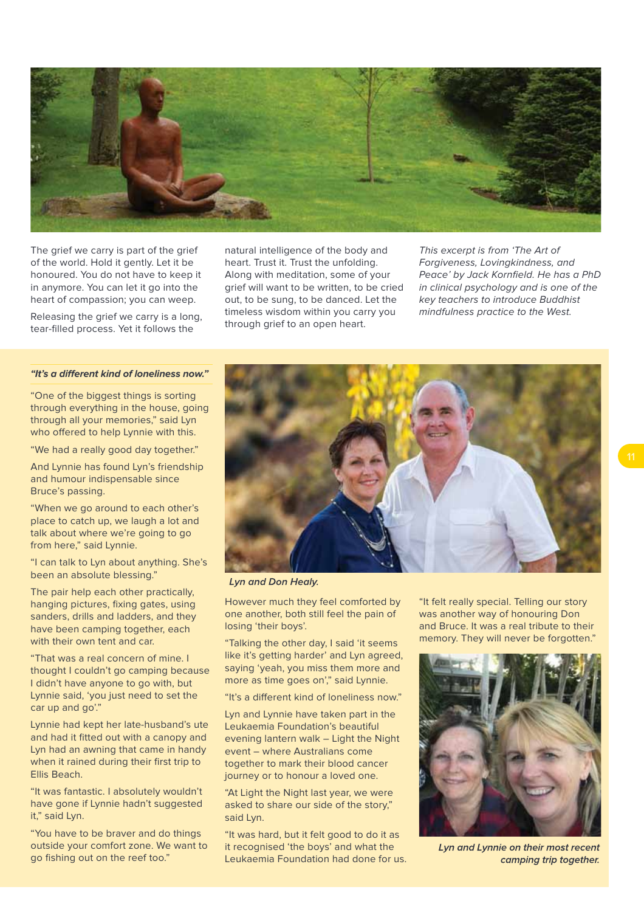The grief we carry is part of the grief of the world. Hold it gently. Let it be honoured. You do not have to keep it in anymore. You can let it go into the heart of compassion; you can weep.

Releasing the grief we carry is a long, tear-filled process. Yet it follows the natural intelligence of the body and heart. Trust it. Trust the unfolding. Along with meditation, some of your grief will want to be written, to be cried out, to be sung, to be danced. Let the timeless wisdom within you carry you through grief to an open heart.

*This excerpt is from 'The Art of Forgiveness, Lovingkindness, and Peace' by Jack Kornfield. He has a PhD in clinical psychology and is one of the key teachers to introduce Buddhist mindfulness practice to the West.*

***"It's a different kind of loneliness now."***

"One of the biggest things is sorting through everything in the house, going through all your memories," said Lyn who offered to help Lynnie with this.

"We had a really good day together."

And Lynnie has found Lyn's friendship and humour indispensable since Bruce's passing.

"When we go around to each other's place to catch up, we laugh a lot and talk about where we're going to go from here," said Lynnie.

"I can talk to Lyn about anything. She's been an absolute blessing."

The pair help each other practically, hanging pictures, fixing gates, using sanders, drills and ladders, and they have been camping together, each with their own tent and car.

"That was a real concern of mine. I thought I couldn't go camping because I didn't have anyone to go with, but Lynnie said, 'you just need to set the car up and go'."

Lynnie had kept her late-husband's ute and had it fitted out with a canopy and Lyn had an awning that came in handy when it rained during their first trip to Ellis Beach.

"It was fantastic. I absolutely wouldn't have gone if Lynnie hadn't suggested it," said Lyn.

"You have to be braver and do things outside your comfort zone. We want to go fishing out on the reef too."

***Lyn and Don Healy.***

However much they feel comforted by one another, both still feel the pain of losing 'their boys'.

"Talking the other day, I said 'it seems like it's getting harder' and Lyn agreed, saying 'yeah, you miss them more and more as time goes on'," said Lynnie.

"It's a different kind of loneliness now."

Lyn and Lynnie have taken part in the Leukaemia Foundation's beautiful evening lantern walk – Light the Night event – where Australians come together to mark their blood cancer journey or to honour a loved one.

"At Light the Night last year, we were asked to share our side of the story," said Lyn.

"It was hard, but it felt good to do it as it recognised 'the boys' and what the Leukaemia Foundation had done for us.

"It felt really special. Telling our story was another way of honouring Don and Bruce. It was a real tribute to their memory. They will never be forgotten."

***Lyn and Lynnie on their most recent camping trip together.***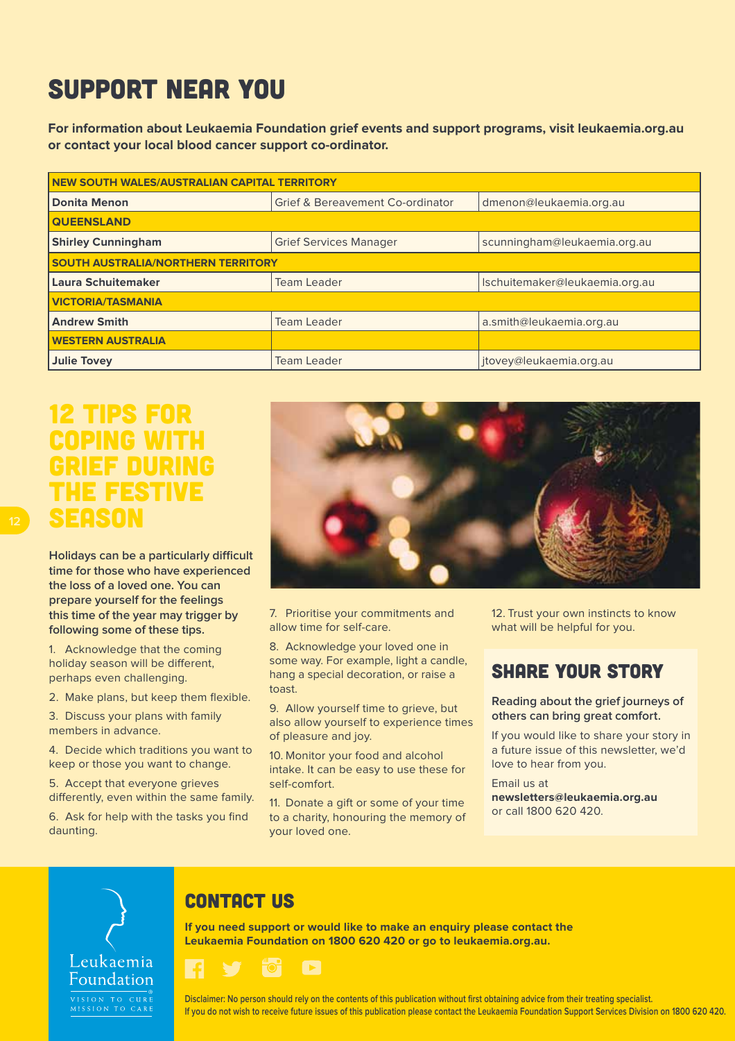# SUPPORT NEAR YOU

**For information about Leukaemia Foundation grief events and support programs, visit leukaemia.org.au or contact your local blood cancer support co-ordinator.**

| | | |
|---|---|---|
| **NEW SOUTH WALES/AUSTRALIAN CAPITAL TERRITORY** | | |
| **Donita Menon** | Grief & Bereavement Co-ordinator | dmenon@leukaemia.org.au |
| **QUEENSLAND** | | |
| **Shirley Cunningham** | Grief Services Manager | scunningham@leukaemia.org.au |
| **SOUTH AUSTRALIA/NORTHERN TERRITORY** | | |
| **Laura Schuitemaker** | Team Leader | lschuitemaker@leukaemia.org.au |
| **VICTORIA/TASMANIA** | | |
| **Andrew Smith** | Team Leader | a.smith@leukaemia.org.au |
| **WESTERN AUSTRALIA** | | |
| **Julie Tovey** | Team Leader | jtovey@leukaemia.org.au |

# 12 TIPS FOR COPING WITH GRIEF DURING THE FESTIVE SEASON

**Holidays can be a particularly difficult time for those who have experienced the loss of a loved one. You can prepare yourself for the feelings this time of the year may trigger by following some of these tips.**

1. Acknowledge that the coming holiday season will be different, perhaps even challenging.
2. Make plans, but keep them flexible.
3. Discuss your plans with family members in advance.
4. Decide which traditions you want to keep or those you want to change.
5. Accept that everyone grieves differently, even within the same family.
6. Ask for help with the tasks you find daunting.
7. Prioritise your commitments and allow time for self-care.
8. Acknowledge your loved one in some way. For example, light a candle, hang a special decoration, or raise a toast.
9. Allow yourself time to grieve, but also allow yourself to experience times of pleasure and joy.
10. Monitor your food and alcohol intake. It can be easy to use these for self-comfort.
11. Donate a gift or some of your time to a charity, honouring the memory of your loved one.
12. Trust your own instincts to know what will be helpful for you.

## SHARE YOUR STORY

**Reading about the grief journeys of others can bring great comfort.**

If you would like to share your story in a future issue of this newsletter, we'd love to hear from you.

Email us at **newsletters@leukaemia.org.au** or call 1800 620 420.

## CONTACT US

**If you need support or would like to make an enquiry please contact the Leukaemia Foundation on 1800 620 420 or go to leukaemia.org.au.**

Leukaemia Foundation
VISION TO CURE
MISSION TO CARE

Disclaimer: No person should rely on the contents of this publication without first obtaining advice from their treating specialist.
If you do not wish to receive future issues of this publication please contact the Leukaemia Foundation Support Services Division on 1800 620 420.